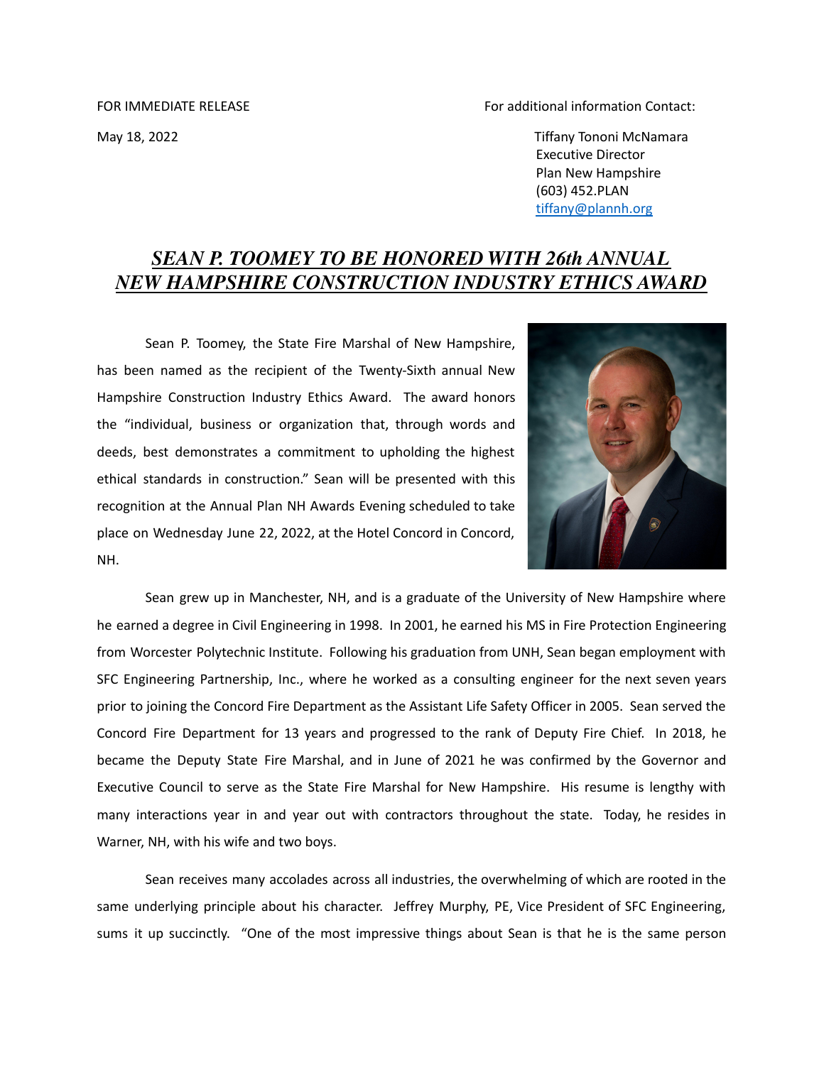FOR IMMEDIATE RELEASE

May 18, 2022

For additional information Contact:

Tiffany Tononi McNamara
Executive Director
Plan New Hampshire
(603) 452.PLAN
tiffany@plannh.org

# *SEAN P. TOOMEY TO BE HONORED WITH 26th ANNUAL NEW HAMPSHIRE CONSTRUCTION INDUSTRY ETHICS AWARD*

Sean P. Toomey, the State Fire Marshal of New Hampshire, has been named as the recipient of the Twenty-Sixth annual New Hampshire Construction Industry Ethics Award. The award honors the "individual, business or organization that, through words and deeds, best demonstrates a commitment to upholding the highest ethical standards in construction." Sean will be presented with this recognition at the Annual Plan NH Awards Evening scheduled to take place on Wednesday June 22, 2022, at the Hotel Concord in Concord, NH.

Sean grew up in Manchester, NH, and is a graduate of the University of New Hampshire where he earned a degree in Civil Engineering in 1998. In 2001, he earned his MS in Fire Protection Engineering from Worcester Polytechnic Institute. Following his graduation from UNH, Sean began employment with SFC Engineering Partnership, Inc., where he worked as a consulting engineer for the next seven years prior to joining the Concord Fire Department as the Assistant Life Safety Officer in 2005. Sean served the Concord Fire Department for 13 years and progressed to the rank of Deputy Fire Chief. In 2018, he became the Deputy State Fire Marshal, and in June of 2021 he was confirmed by the Governor and Executive Council to serve as the State Fire Marshal for New Hampshire. His resume is lengthy with many interactions year in and year out with contractors throughout the state. Today, he resides in Warner, NH, with his wife and two boys.

Sean receives many accolades across all industries, the overwhelming of which are rooted in the same underlying principle about his character. Jeffrey Murphy, PE, Vice President of SFC Engineering, sums it up succinctly. "One of the most impressive things about Sean is that he is the same person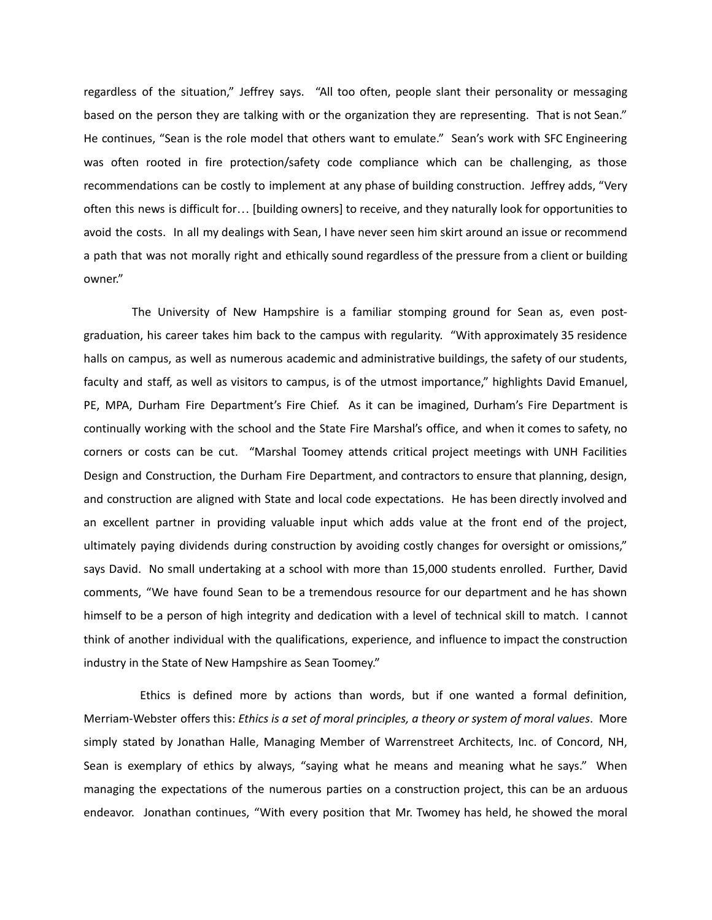regardless of the situation," Jeffrey says. "All too often, people slant their personality or messaging based on the person they are talking with or the organization they are representing. That is not Sean." He continues, "Sean is the role model that others want to emulate." Sean's work with SFC Engineering was often rooted in fire protection/safety code compliance which can be challenging, as those recommendations can be costly to implement at any phase of building construction. Jeffrey adds, "Very often this news is difficult for… [building owners] to receive, and they naturally look for opportunities to avoid the costs. In all my dealings with Sean, I have never seen him skirt around an issue or recommend a path that was not morally right and ethically sound regardless of the pressure from a client or building owner."

The University of New Hampshire is a familiar stomping ground for Sean as, even post-graduation, his career takes him back to the campus with regularity. "With approximately 35 residence halls on campus, as well as numerous academic and administrative buildings, the safety of our students, faculty and staff, as well as visitors to campus, is of the utmost importance," highlights David Emanuel, PE, MPA, Durham Fire Department's Fire Chief. As it can be imagined, Durham's Fire Department is continually working with the school and the State Fire Marshal's office, and when it comes to safety, no corners or costs can be cut. "Marshal Toomey attends critical project meetings with UNH Facilities Design and Construction, the Durham Fire Department, and contractors to ensure that planning, design, and construction are aligned with State and local code expectations. He has been directly involved and an excellent partner in providing valuable input which adds value at the front end of the project, ultimately paying dividends during construction by avoiding costly changes for oversight or omissions," says David. No small undertaking at a school with more than 15,000 students enrolled. Further, David comments, "We have found Sean to be a tremendous resource for our department and he has shown himself to be a person of high integrity and dedication with a level of technical skill to match. I cannot think of another individual with the qualifications, experience, and influence to impact the construction industry in the State of New Hampshire as Sean Toomey."

Ethics is defined more by actions than words, but if one wanted a formal definition, Merriam-Webster offers this: *Ethics is a set of moral principles, a theory or system of moral values*. More simply stated by Jonathan Halle, Managing Member of Warrenstreet Architects, Inc. of Concord, NH, Sean is exemplary of ethics by always, "saying what he means and meaning what he says." When managing the expectations of the numerous parties on a construction project, this can be an arduous endeavor. Jonathan continues, "With every position that Mr. Twomey has held, he showed the moral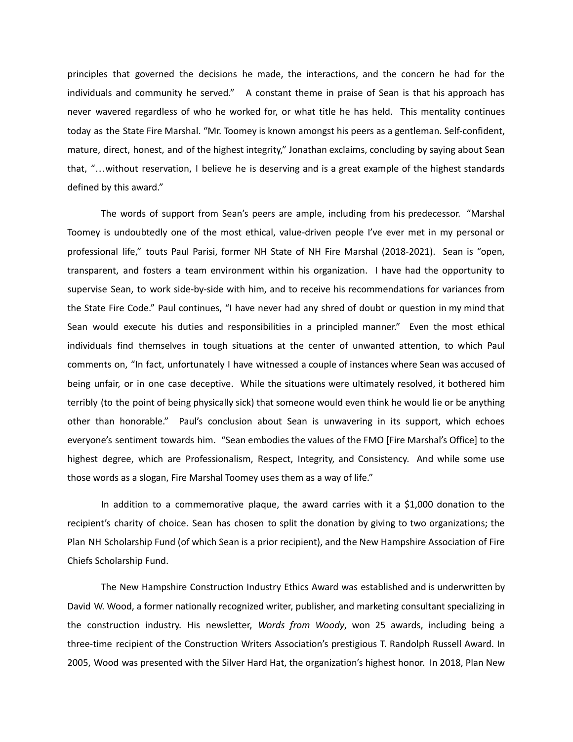principles that governed the decisions he made, the interactions, and the concern he had for the individuals and community he served." A constant theme in praise of Sean is that his approach has never wavered regardless of who he worked for, or what title he has held. This mentality continues today as the State Fire Marshal. "Mr. Toomey is known amongst his peers as a gentleman. Self-confident, mature, direct, honest, and of the highest integrity," Jonathan exclaims, concluding by saying about Sean that, "…without reservation, I believe he is deserving and is a great example of the highest standards defined by this award."

The words of support from Sean's peers are ample, including from his predecessor. "Marshal Toomey is undoubtedly one of the most ethical, value-driven people I've ever met in my personal or professional life," touts Paul Parisi, former NH State of NH Fire Marshal (2018-2021). Sean is "open, transparent, and fosters a team environment within his organization. I have had the opportunity to supervise Sean, to work side-by-side with him, and to receive his recommendations for variances from the State Fire Code." Paul continues, "I have never had any shred of doubt or question in my mind that Sean would execute his duties and responsibilities in a principled manner." Even the most ethical individuals find themselves in tough situations at the center of unwanted attention, to which Paul comments on, "In fact, unfortunately I have witnessed a couple of instances where Sean was accused of being unfair, or in one case deceptive. While the situations were ultimately resolved, it bothered him terribly (to the point of being physically sick) that someone would even think he would lie or be anything other than honorable." Paul's conclusion about Sean is unwavering in its support, which echoes everyone's sentiment towards him. "Sean embodies the values of the FMO [Fire Marshal's Office] to the highest degree, which are Professionalism, Respect, Integrity, and Consistency. And while some use those words as a slogan, Fire Marshal Toomey uses them as a way of life."

In addition to a commemorative plaque, the award carries with it a $1,000 donation to the recipient's charity of choice. Sean has chosen to split the donation by giving to two organizations; the Plan NH Scholarship Fund (of which Sean is a prior recipient), and the New Hampshire Association of Fire Chiefs Scholarship Fund.

The New Hampshire Construction Industry Ethics Award was established and is underwritten by David W. Wood, a former nationally recognized writer, publisher, and marketing consultant specializing in the construction industry. His newsletter, *Words from Woody*, won 25 awards, including being a three-time recipient of the Construction Writers Association's prestigious T. Randolph Russell Award. In 2005, Wood was presented with the Silver Hard Hat, the organization's highest honor. In 2018, Plan New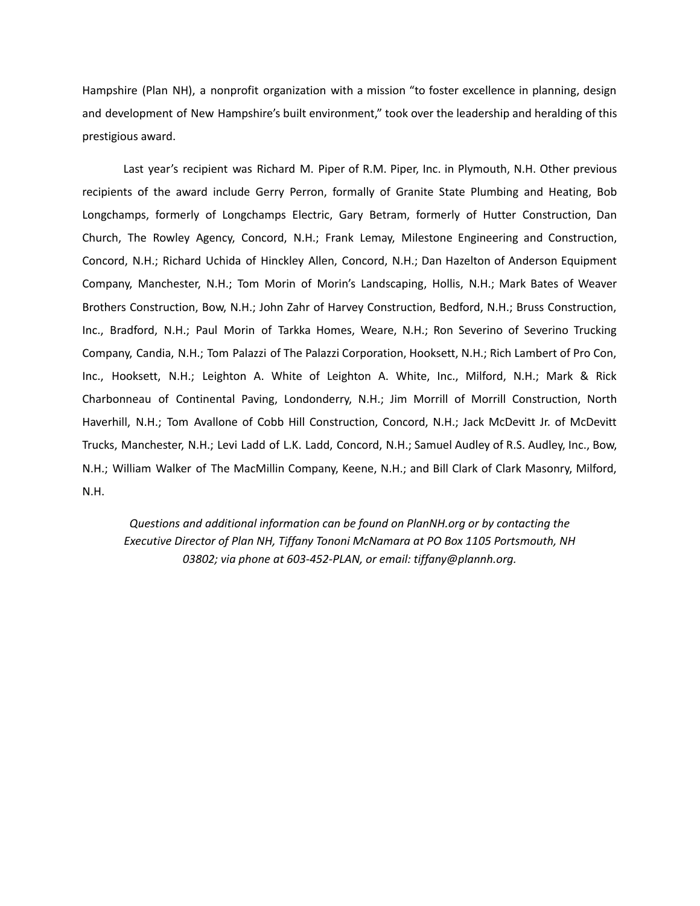Hampshire (Plan NH), a nonprofit organization with a mission "to foster excellence in planning, design and development of New Hampshire's built environment," took over the leadership and heralding of this prestigious award.

Last year's recipient was Richard M. Piper of R.M. Piper, Inc. in Plymouth, N.H. Other previous recipients of the award include Gerry Perron, formally of Granite State Plumbing and Heating, Bob Longchamps, formerly of Longchamps Electric, Gary Betram, formerly of Hutter Construction, Dan Church, The Rowley Agency, Concord, N.H.; Frank Lemay, Milestone Engineering and Construction, Concord, N.H.; Richard Uchida of Hinckley Allen, Concord, N.H.; Dan Hazelton of Anderson Equipment Company, Manchester, N.H.; Tom Morin of Morin's Landscaping, Hollis, N.H.; Mark Bates of Weaver Brothers Construction, Bow, N.H.; John Zahr of Harvey Construction, Bedford, N.H.; Bruss Construction, Inc., Bradford, N.H.; Paul Morin of Tarkka Homes, Weare, N.H.; Ron Severino of Severino Trucking Company, Candia, N.H.; Tom Palazzi of The Palazzi Corporation, Hooksett, N.H.; Rich Lambert of Pro Con, Inc., Hooksett, N.H.; Leighton A. White of Leighton A. White, Inc., Milford, N.H.; Mark & Rick Charbonneau of Continental Paving, Londonderry, N.H.; Jim Morrill of Morrill Construction, North Haverhill, N.H.; Tom Avallone of Cobb Hill Construction, Concord, N.H.; Jack McDevitt Jr. of McDevitt Trucks, Manchester, N.H.; Levi Ladd of L.K. Ladd, Concord, N.H.; Samuel Audley of R.S. Audley, Inc., Bow, N.H.; William Walker of The MacMillin Company, Keene, N.H.; and Bill Clark of Clark Masonry, Milford, N.H.

*Questions and additional information can be found on PlanNH.org or by contacting the Executive Director of Plan NH, Tiffany Tononi McNamara at PO Box 1105 Portsmouth, NH 03802; via phone at 603-452-PLAN, or email: tiffany@plannh.org.*